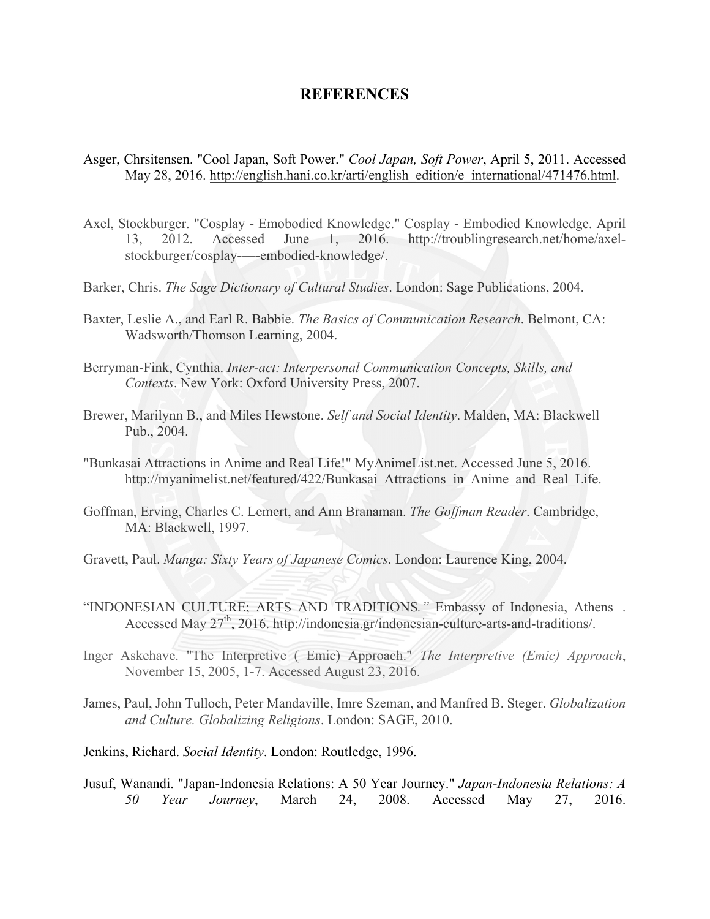# REFERENCES

Asger, Chrsitensen. "Cool Japan, Soft Power." *Cool Japan, Soft Power*, April 5, 2011. Accessed May 28, 2016. http://english.hani.co.kr/arti/english_edition/e_international/471476.html.

Axel, Stockburger. "Cosplay - Emobodied Knowledge." Cosplay - Embodied Knowledge. April 13, 2012. Accessed June 1, 2016. http://troublingresearch.net/home/axel-stockburger/cosplay-—-embodied-knowledge/.

Barker, Chris. *The Sage Dictionary of Cultural Studies*. London: Sage Publications, 2004.

Baxter, Leslie A., and Earl R. Babbie. *The Basics of Communication Research*. Belmont, CA: Wadsworth/Thomson Learning, 2004.

Berryman-Fink, Cynthia. *Inter-act: Interpersonal Communication Concepts, Skills, and Contexts*. New York: Oxford University Press, 2007.

Brewer, Marilynn B., and Miles Hewstone. *Self and Social Identity*. Malden, MA: Blackwell Pub., 2004.

"Bunkasai Attractions in Anime and Real Life!" MyAnimeList.net. Accessed June 5, 2016. http://myanimelist.net/featured/422/Bunkasai_Attractions_in_Anime_and_Real_Life.

Goffman, Erving, Charles C. Lemert, and Ann Branaman. *The Goffman Reader*. Cambridge, MA: Blackwell, 1997.

Gravett, Paul. *Manga: Sixty Years of Japanese Comics*. London: Laurence King, 2004.

"INDONESIAN CULTURE; ARTS AND TRADITIONS*."* Embassy of Indonesia, Athens |. Accessed May 27th, 2016. http://indonesia.gr/indonesian-culture-arts-and-traditions/.

Inger Askehave. "The Interpretive ( Emic) Approach." *The Interpretive (Emic) Approach*, November 15, 2005, 1-7. Accessed August 23, 2016.

James, Paul, John Tulloch, Peter Mandaville, Imre Szeman, and Manfred B. Steger. *Globalization and Culture. Globalizing Religions*. London: SAGE, 2010.

Jenkins, Richard. *Social Identity*. London: Routledge, 1996.

Jusuf, Wanandi. "Japan-Indonesia Relations: A 50 Year Journey." *Japan-Indonesia Relations: A 50 Year Journey*, March 24, 2008. Accessed May 27, 2016.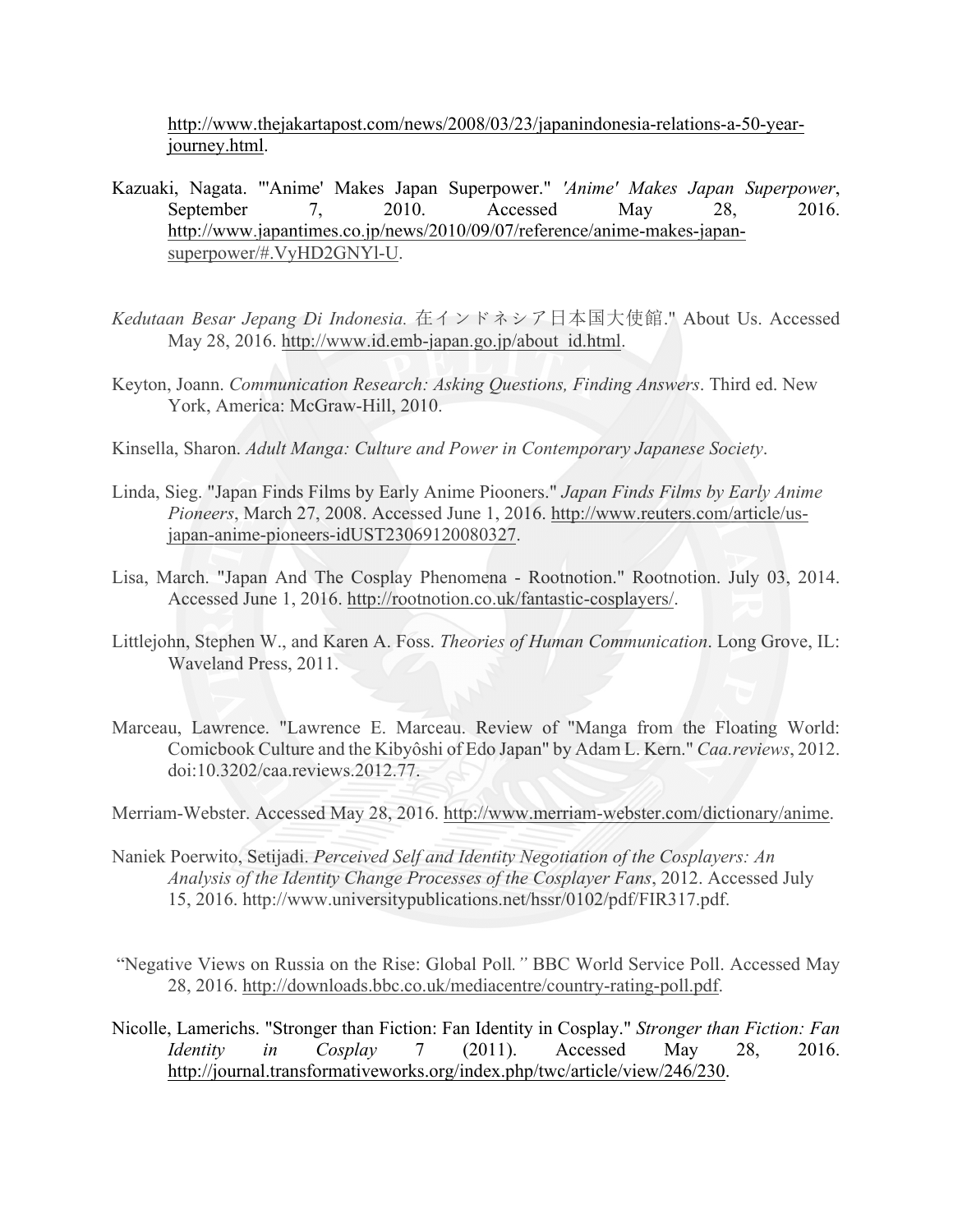http://www.thejakartapost.com/news/2008/03/23/japanindonesia-relations-a-50-year-journey.html.

Kazuaki, Nagata. "'Anime' Makes Japan Superpower." *'Anime' Makes Japan Superpower*, September 7, 2010. Accessed May 28, 2016. http://www.japantimes.co.jp/news/2010/09/07/reference/anime-makes-japan-superpower/#.VyHD2GNYl-U.

*Kedutaan Besar Jepang Di Indonesia.* 在インドネシア日本国大使館." About Us. Accessed May 28, 2016. http://www.id.emb-japan.go.jp/about_id.html.

Keyton, Joann. *Communication Research: Asking Questions, Finding Answers*. Third ed. New York, America: McGraw-Hill, 2010.

Kinsella, Sharon. *Adult Manga: Culture and Power in Contemporary Japanese Society*.

Linda, Sieg. "Japan Finds Films by Early Anime Piooners." *Japan Finds Films by Early Anime Pioneers*, March 27, 2008. Accessed June 1, 2016. http://www.reuters.com/article/us-japan-anime-pioneers-idUST23069120080327.

Lisa, March. "Japan And The Cosplay Phenomena - Rootnotion." Rootnotion. July 03, 2014. Accessed June 1, 2016. http://rootnotion.co.uk/fantastic-cosplayers/.

Littlejohn, Stephen W., and Karen A. Foss. *Theories of Human Communication*. Long Grove, IL: Waveland Press, 2011.

Marceau, Lawrence. "Lawrence E. Marceau. Review of "Manga from the Floating World: Comicbook Culture and the Kibyôshi of Edo Japan" by Adam L. Kern." *Caa.reviews*, 2012. doi:10.3202/caa.reviews.2012.77.

Merriam-Webster. Accessed May 28, 2016. http://www.merriam-webster.com/dictionary/anime.

Naniek Poerwito, Setijadi. *Perceived Self and Identity Negotiation of the Cosplayers: An Analysis of the Identity Change Processes of the Cosplayer Fans*, 2012. Accessed July 15, 2016. http://www.universitypublications.net/hssr/0102/pdf/FIR317.pdf.

"Negative Views on Russia on the Rise: Global Poll*."* BBC World Service Poll. Accessed May 28, 2016. http://downloads.bbc.co.uk/mediacentre/country-rating-poll.pdf.

Nicolle, Lamerichs. "Stronger than Fiction: Fan Identity in Cosplay." *Stronger than Fiction: Fan Identity in Cosplay* 7 (2011). Accessed May 28, 2016. http://journal.transformativeworks.org/index.php/twc/article/view/246/230.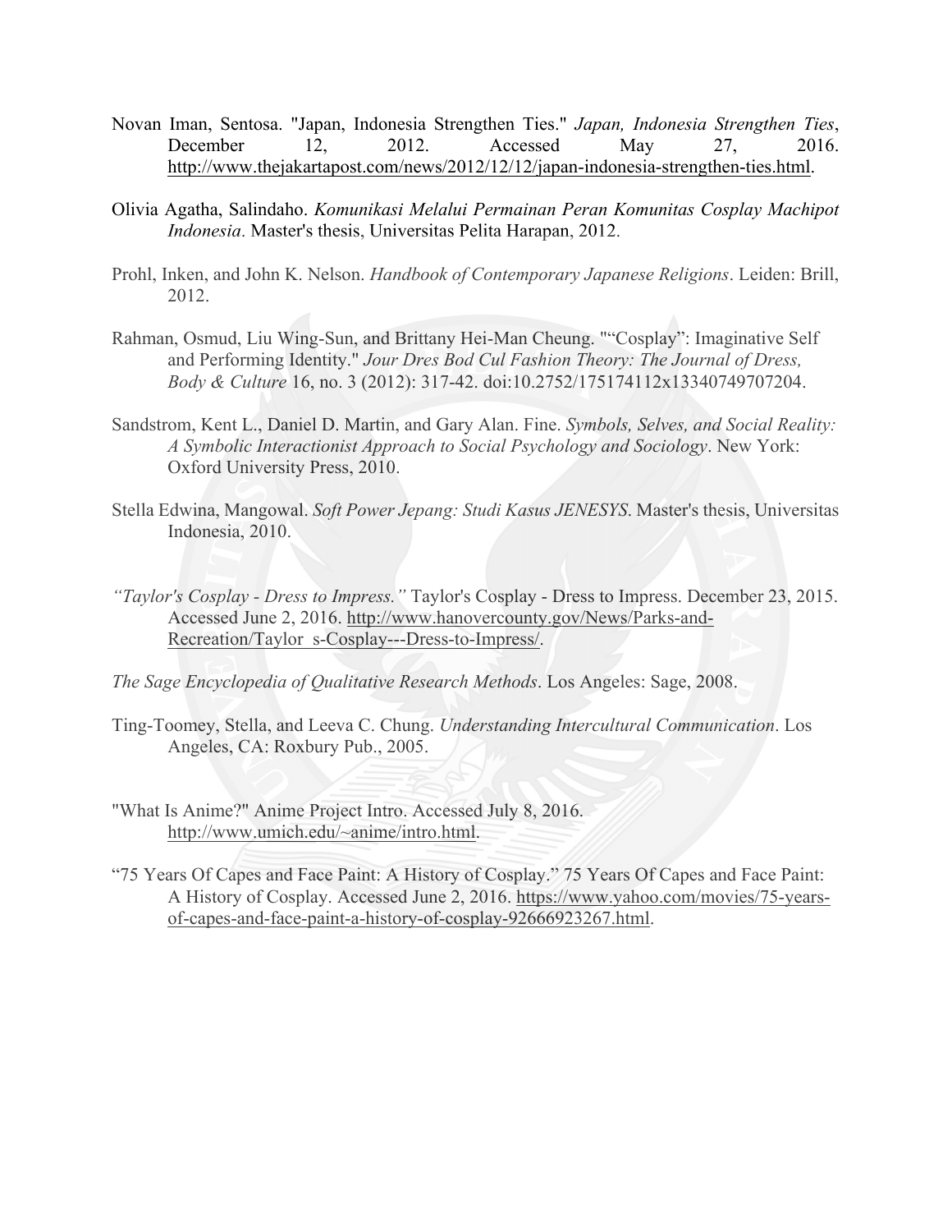Novan Iman, Sentosa. "Japan, Indonesia Strengthen Ties." *Japan, Indonesia Strengthen Ties*, December 12, 2012. Accessed May 27, 2016. http://www.thejakartapost.com/news/2012/12/12/japan-indonesia-strengthen-ties.html.

Olivia Agatha, Salindaho. *Komunikasi Melalui Permainan Peran Komunitas Cosplay Machipot Indonesia*. Master's thesis, Universitas Pelita Harapan, 2012.

Prohl, Inken, and John K. Nelson. *Handbook of Contemporary Japanese Religions*. Leiden: Brill, 2012.

Rahman, Osmud, Liu Wing-Sun, and Brittany Hei-Man Cheung. "“Cosplay”: Imaginative Self and Performing Identity." *Jour Dres Bod Cul Fashion Theory: The Journal of Dress, Body & Culture* 16, no. 3 (2012): 317-42. doi:10.2752/175174112x13340749707204.

Sandstrom, Kent L., Daniel D. Martin, and Gary Alan. Fine. *Symbols, Selves, and Social Reality: A Symbolic Interactionist Approach to Social Psychology and Sociology*. New York: Oxford University Press, 2010.

Stella Edwina, Mangowal. *Soft Power Jepang: Studi Kasus JENESYS*. Master's thesis, Universitas Indonesia, 2010.

*“Taylor's Cosplay - Dress to Impress.”* Taylor's Cosplay - Dress to Impress. December 23, 2015. Accessed June 2, 2016. http://www.hanovercounty.gov/News/Parks-and-Recreation/Taylor s-Cosplay---Dress-to-Impress/.

*The Sage Encyclopedia of Qualitative Research Methods*. Los Angeles: Sage, 2008.

Ting-Toomey, Stella, and Leeva C. Chung. *Understanding Intercultural Communication*. Los Angeles, CA: Roxbury Pub., 2005.

"What Is Anime?" Anime Project Intro. Accessed July 8, 2016. http://www.umich.edu/~anime/intro.html.

“75 Years Of Capes and Face Paint: A History of Cosplay.” 75 Years Of Capes and Face Paint: A History of Cosplay. Accessed June 2, 2016. https://www.yahoo.com/movies/75-years-of-capes-and-face-paint-a-history-of-cosplay-92666923267.html.